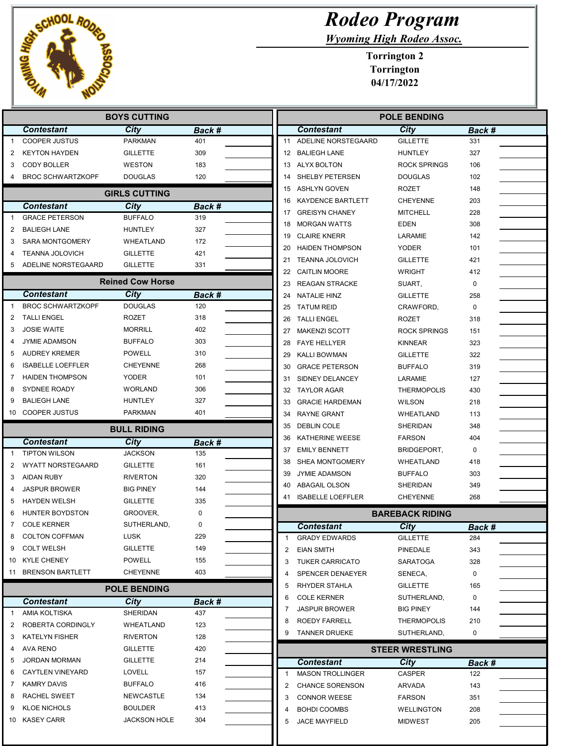# Rodeo Program

*Wyoming High Rodeo Assoc.*

**Torrington 2**
**Torrington**
**04/17/2022**

## BOYS CUTTING

| | Contestant | City | Back # | |
|---|---|---|---|---|
| 1 | COOPER JUSTUS | PARKMAN | 401 | |
| 2 | KEYTON HAYDEN | GILLETTE | 309 | |
| 3 | CODY BOLLER | WESTON | 183 | |
| 4 | BROC SCHWARTZKOPF | DOUGLAS | 120 | |

## GIRLS CUTTING

| | Contestant | City | Back # | |
|---|---|---|---|---|
| 1 | GRACE PETERSON | BUFFALO | 319 | |
| 2 | BALIEGH LANE | HUNTLEY | 327 | |
| 3 | SARA MONTGOMERY | WHEATLAND | 172 | |
| 4 | TEANNA JOLOVICH | GILLETTE | 421 | |
| 5 | ADELINE NORSTEGAARD | GILLETTE | 331 | |

## Reined Cow Horse

| | Contestant | City | Back # | |
|---|---|---|---|---|
| 1 | BROC SCHWARTZKOPF | DOUGLAS | 120 | |
| 2 | TALLI ENGEL | ROZET | 318 | |
| 3 | JOSIE WAITE | MORRILL | 402 | |
| 4 | JYMIE ADAMSON | BUFFALO | 303 | |
| 5 | AUDREY KREMER | POWELL | 310 | |
| 6 | ISABELLE LOEFFLER | CHEYENNE | 268 | |
| 7 | HAIDEN THOMPSON | YODER | 101 | |
| 8 | SYDNEE ROADY | WORLAND | 306 | |
| 9 | BALIEGH LANE | HUNTLEY | 327 | |
| 10 | COOPER JUSTUS | PARKMAN | 401 | |

## BULL RIDING

| | Contestant | City | Back # | |
|---|---|---|---|---|
| 1 | TIPTON WILSON | JACKSON | 135 | |
| 2 | WYATT NORSTEGAARD | GILLETTE | 161 | |
| 3 | AIDAN RUBY | RIVERTON | 320 | |
| 4 | JASPUR BROWER | BIG PINEY | 144 | |
| 5 | HAYDEN WELSH | GILLETTE | 335 | |
| 6 | HUNTER BOYDSTON | GROOVER, | 0 | |
| 7 | COLE KERNER | SUTHERLAND, | 0 | |
| 8 | COLTON COFFMAN | LUSK | 229 | |
| 9 | COLT WELSH | GILLETTE | 149 | |
| 10 | KYLE CHENEY | POWELL | 155 | |
| 11 | BRENSON BARTLETT | CHEYENNE | 403 | |

## POLE BENDING

| | Contestant | City | Back # | |
|---|---|---|---|---|
| 1 | AMIA KOLTISKA | SHERIDAN | 437 | |
| 2 | ROBERTA CORDINGLY | WHEATLAND | 123 | |
| 3 | KATELYN FISHER | RIVERTON | 128 | |
| 4 | AVA RENO | GILLETTE | 420 | |
| 5 | JORDAN MORMAN | GILLETTE | 214 | |
| 6 | CAYTLEN VINEYARD | LOVELL | 157 | |
| 7 | KAMRY DAVIS | BUFFALO | 416 | |
| 8 | RACHEL SWEET | NEWCASTLE | 134 | |
| 9 | KLOE NICHOLS | BOULDER | 413 | |
| 10 | KASEY CARR | JACKSON HOLE | 304 | |
| 11 | ADELINE NORSTEGAARD | GILLETTE | 331 | |
| 12 | BALIEGH LANE | HUNTLEY | 327 | |
| 13 | ALYX BOLTON | ROCK SPRINGS | 106 | |
| 14 | SHELBY PETERSEN | DOUGLAS | 102 | |
| 15 | ASHLYN GOVEN | ROZET | 148 | |
| 16 | KAYDENCE BARTLETT | CHEYENNE | 203 | |
| 17 | GREISYN CHANEY | MITCHELL | 228 | |
| 18 | MORGAN WATTS | EDEN | 308 | |
| 19 | CLAIRE KNERR | LARAMIE | 142 | |
| 20 | HAIDEN THOMPSON | YODER | 101 | |
| 21 | TEANNA JOLOVICH | GILLETTE | 421 | |
| 22 | CAITLIN MOORE | WRIGHT | 412 | |
| 23 | REAGAN STRACKE | SUART, | 0 | |
| 24 | NATALIE HINZ | GILLETTE | 258 | |
| 25 | TATUM REID | CRAWFORD, | 0 | |
| 26 | TALLI ENGEL | ROZET | 318 | |
| 27 | MAKENZI SCOTT | ROCK SPRINGS | 151 | |
| 28 | FAYE HELLYER | KINNEAR | 323 | |
| 29 | KALLI BOWMAN | GILLETTE | 322 | |
| 30 | GRACE PETERSON | BUFFALO | 319 | |
| 31 | SIDNEY DELANCEY | LARAMIE | 127 | |
| 32 | TAYLOR AGAR | THERMOPOLIS | 430 | |
| 33 | GRACIE HARDEMAN | WILSON | 218 | |
| 34 | RAYNE GRANT | WHEATLAND | 113 | |
| 35 | DEBLIN COLE | SHERIDAN | 348 | |
| 36 | KATHERINE WEESE | FARSON | 404 | |
| 37 | EMILY BENNETT | BRIDGEPORT, | 0 | |
| 38 | SHEA MONTGOMERY | WHEATLAND | 418 | |
| 39 | JYMIE ADAMSON | BUFFALO | 303 | |
| 40 | ABAGAIL OLSON | SHERIDAN | 349 | |
| 41 | ISABELLE LOEFFLER | CHEYENNE | 268 | |

## BAREBACK RIDING

| | Contestant | City | Back # | |
|---|---|---|---|---|
| 1 | GRADY EDWARDS | GILLETTE | 284 | |
| 2 | EIAN SMITH | PINEDALE | 343 | |
| 3 | TUKER CARRICATO | SARATOGA | 328 | |
| 4 | SPENCER DENAEYER | SENECA, | 0 | |
| 5 | RHYDER STAHLA | GILLETTE | 165 | |
| 6 | COLE KERNER | SUTHERLAND, | 0 | |
| 7 | JASPUR BROWER | BIG PINEY | 144 | |
| 8 | ROEDY FARRELL | THERMOPOLIS | 210 | |
| 9 | TANNER DRUEKE | SUTHERLAND, | 0 | |

## STEER WRESTLING

| | Contestant | City | Back # | |
|---|---|---|---|---|
| 1 | MASON TROLLINGER | CASPER | 122 | |
| 2 | CHANCE SORENSON | ARVADA | 143 | |
| 3 | CONNOR WEESE | FARSON | 351 | |
| 4 | BOHDI COOMBS | WELLINGTON | 208 | |
| 5 | JACE MAYFIELD | MIDWEST | 205 | |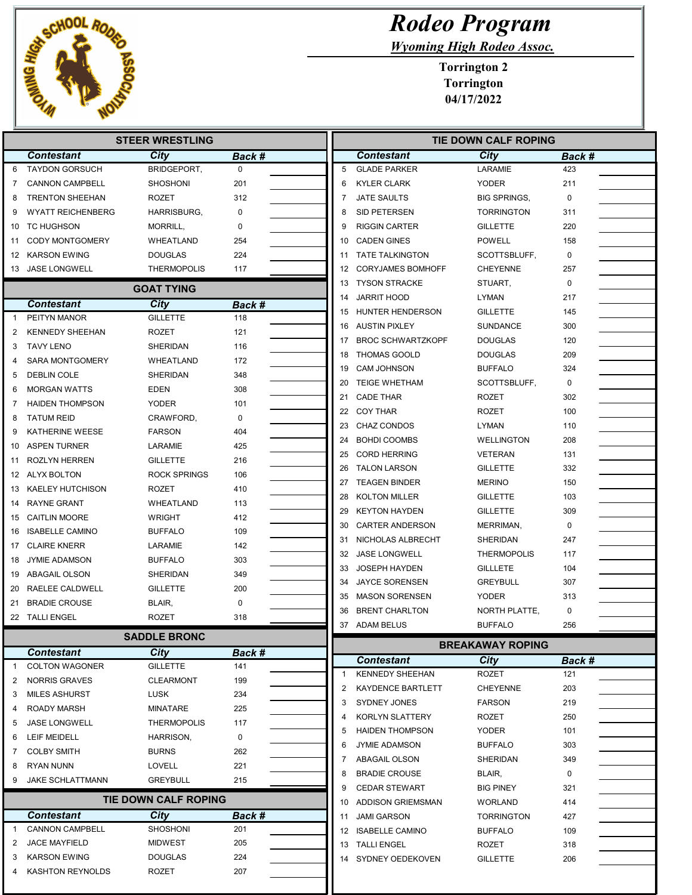# Rodeo Program

*Wyoming High Rodeo Assoc.*

**Torrington 2**
**Torrington**
**04/17/2022**

## STEER WRESTLING

| | Contestant | City | Back # | |
|---|---|---|---|---|
| 6 | TAYDON GORSUCH | BRIDGEPORT, | 0 | |
| 7 | CANNON CAMPBELL | SHOSHONI | 201 | |
| 8 | TRENTON SHEEHAN | ROZET | 312 | |
| 9 | WYATT REICHENBERG | HARRISBURG, | 0 | |
| 10 | TC HUGHSON | MORRILL, | 0 | |
| 11 | CODY MONTGOMERY | WHEATLAND | 254 | |
| 12 | KARSON EWING | DOUGLAS | 224 | |
| 13 | JASE LONGWELL | THERMOPOLIS | 117 | |

## GOAT TYING

| | Contestant | City | Back # | |
|---|---|---|---|---|
| 1 | PEITYN MANOR | GILLETTE | 118 | |
| 2 | KENNEDY SHEEHAN | ROZET | 121 | |
| 3 | TAVY LENO | SHERIDAN | 116 | |
| 4 | SARA MONTGOMERY | WHEATLAND | 172 | |
| 5 | DEBLIN COLE | SHERIDAN | 348 | |
| 6 | MORGAN WATTS | EDEN | 308 | |
| 7 | HAIDEN THOMPSON | YODER | 101 | |
| 8 | TATUM REID | CRAWFORD, | 0 | |
| 9 | KATHERINE WEESE | FARSON | 404 | |
| 10 | ASPEN TURNER | LARAMIE | 425 | |
| 11 | ROZLYN HERREN | GILLETTE | 216 | |
| 12 | ALYX BOLTON | ROCK SPRINGS | 106 | |
| 13 | KAELEY HUTCHISON | ROZET | 410 | |
| 14 | RAYNE GRANT | WHEATLAND | 113 | |
| 15 | CAITLIN MOORE | WRIGHT | 412 | |
| 16 | ISABELLE CAMINO | BUFFALO | 109 | |
| 17 | CLAIRE KNERR | LARAMIE | 142 | |
| 18 | JYMIE ADAMSON | BUFFALO | 303 | |
| 19 | ABAGAIL OLSON | SHERIDAN | 349 | |
| 20 | RAELEE CALDWELL | GILLETTE | 200 | |
| 21 | BRADIE CROUSE | BLAIR, | 0 | |
| 22 | TALLI ENGEL | ROZET | 318 | |

## SADDLE BRONC

| | Contestant | City | Back # | |
|---|---|---|---|---|
| 1 | COLTON WAGONER | GILLETTE | 141 | |
| 2 | NORRIS GRAVES | CLEARMONT | 199 | |
| 3 | MILES ASHURST | LUSK | 234 | |
| 4 | ROADY MARSH | MINATARE | 225 | |
| 5 | JASE LONGWELL | THERMOPOLIS | 117 | |
| 6 | LEIF MEIDELL | HARRISON, | 0 | |
| 7 | COLBY SMITH | BURNS | 262 | |
| 8 | RYAN NUNN | LOVELL | 221 | |
| 9 | JAKE SCHLATTMANN | GREYBULL | 215 | |

## TIE DOWN CALF ROPING

| | Contestant | City | Back # | |
|---|---|---|---|---|
| 1 | CANNON CAMPBELL | SHOSHONI | 201 | |
| 2 | JACE MAYFIELD | MIDWEST | 205 | |
| 3 | KARSON EWING | DOUGLAS | 224 | |
| 4 | KASHTON REYNOLDS | ROZET | 207 | |
| 5 | GLADE PARKER | LARAMIE | 423 | |
| 6 | KYLER CLARK | YODER | 211 | |
| 7 | JATE SAULTS | BIG SPRINGS, | 0 | |
| 8 | SID PETERSEN | TORRINGTON | 311 | |
| 9 | RIGGIN CARTER | GILLETTE | 220 | |
| 10 | CADEN GINES | POWELL | 158 | |
| 11 | TATE TALKINGTON | SCOTTSBLUFF, | 0 | |
| 12 | CORYJAMES BOMHOFF | CHEYENNE | 257 | |
| 13 | TYSON STRACKE | STUART, | 0 | |
| 14 | JARRIT HOOD | LYMAN | 217 | |
| 15 | HUNTER HENDERSON | GILLETTE | 145 | |
| 16 | AUSTIN PIXLEY | SUNDANCE | 300 | |
| 17 | BROC SCHWARTZKOPF | DOUGLAS | 120 | |
| 18 | THOMAS GOOLD | DOUGLAS | 209 | |
| 19 | CAM JOHNSON | BUFFALO | 324 | |
| 20 | TEIGE WHETHAM | SCOTTSBLUFF, | 0 | |
| 21 | CADE THAR | ROZET | 302 | |
| 22 | COY THAR | ROZET | 100 | |
| 23 | CHAZ CONDOS | LYMAN | 110 | |
| 24 | BOHDI COOMBS | WELLINGTON | 208 | |
| 25 | CORD HERRING | VETERAN | 131 | |
| 26 | TALON LARSON | GILLETTE | 332 | |
| 27 | TEAGEN BINDER | MERINO | 150 | |
| 28 | KOLTON MILLER | GILLETTE | 103 | |
| 29 | KEYTON HAYDEN | GILLETTE | 309 | |
| 30 | CARTER ANDERSON | MERRIMAN, | 0 | |
| 31 | NICHOLAS ALBRECHT | SHERIDAN | 247 | |
| 32 | JASE LONGWELL | THERMOPOLIS | 117 | |
| 33 | JOSEPH HAYDEN | GILLLETE | 104 | |
| 34 | JAYCE SORENSEN | GREYBULL | 307 | |
| 35 | MASON SORENSEN | YODER | 313 | |
| 36 | BRENT CHARLTON | NORTH PLATTE, | 0 | |
| 37 | ADAM BELUS | BUFFALO | 256 | |

## BREAKAWAY ROPING

| | Contestant | City | Back # | |
|---|---|---|---|---|
| 1 | KENNEDY SHEEHAN | ROZET | 121 | |
| 2 | KAYDENCE BARTLETT | CHEYENNE | 203 | |
| 3 | SYDNEY JONES | FARSON | 219 | |
| 4 | KORLYN SLATTERY | ROZET | 250 | |
| 5 | HAIDEN THOMPSON | YODER | 101 | |
| 6 | JYMIE ADAMSON | BUFFALO | 303 | |
| 7 | ABAGAIL OLSON | SHERIDAN | 349 | |
| 8 | BRADIE CROUSE | BLAIR, | 0 | |
| 9 | CEDAR STEWART | BIG PINEY | 321 | |
| 10 | ADDISON GRIEMSMAN | WORLAND | 414 | |
| 11 | JAMI GARSON | TORRINGTON | 427 | |
| 12 | ISABELLE CAMINO | BUFFALO | 109 | |
| 13 | TALLI ENGEL | ROZET | 318 | |
| 14 | SYDNEY OEDEKOVEN | GILLETTE | 206 | |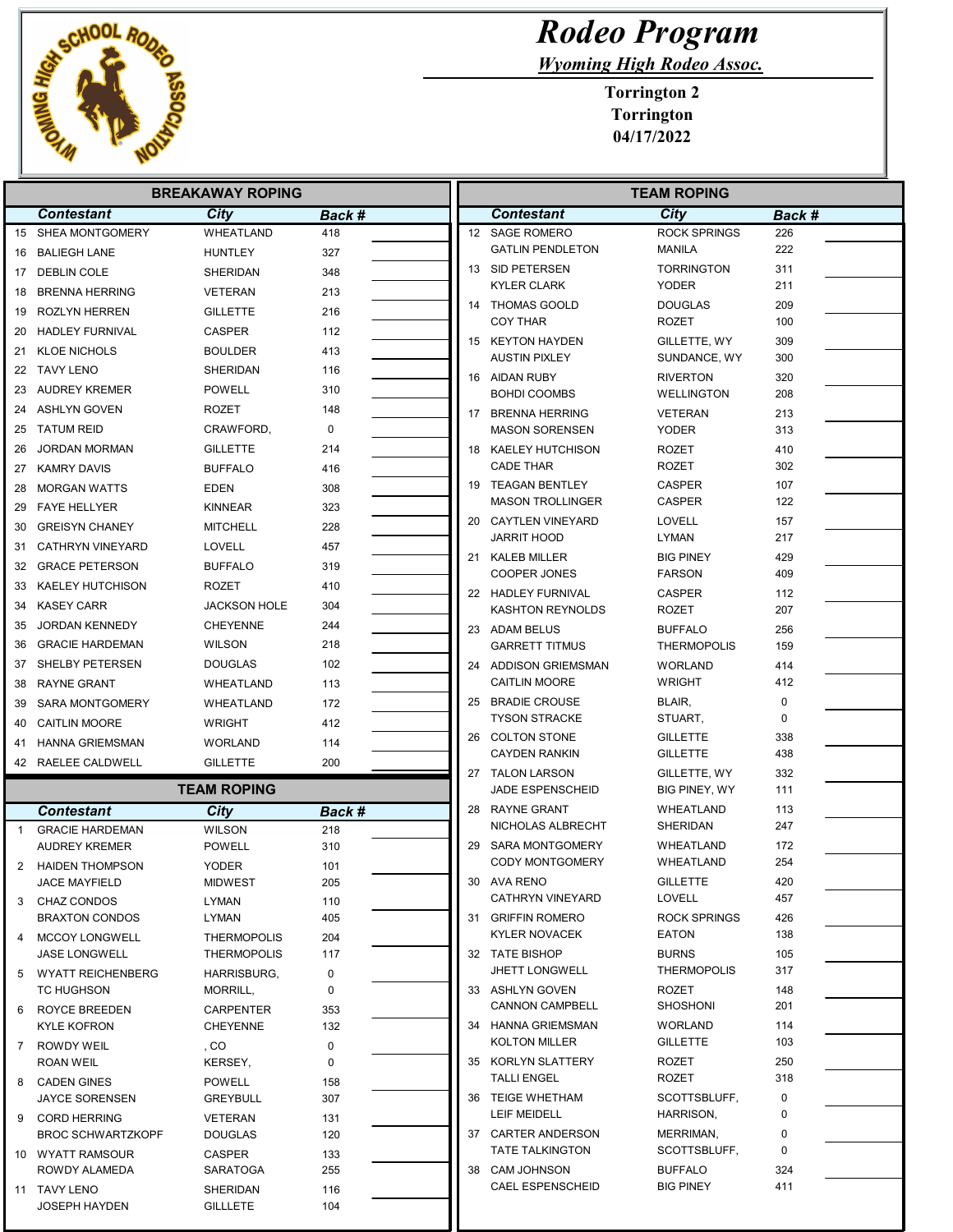# Rodeo Program

*Wyoming High Rodeo Assoc.*

**Torrington 2**
**Torrington**
**04/17/2022**

## BREAKAWAY ROPING

| | Contestant | City | Back # |
|---|---|---|---|
| 15 | SHEA MONTGOMERY | WHEATLAND | 418 |
| 16 | BALIEGH LANE | HUNTLEY | 327 |
| 17 | DEBLIN COLE | SHERIDAN | 348 |
| 18 | BRENNA HERRING | VETERAN | 213 |
| 19 | ROZLYN HERREN | GILLETTE | 216 |
| 20 | HADLEY FURNIVAL | CASPER | 112 |
| 21 | KLOE NICHOLS | BOULDER | 413 |
| 22 | TAVY LENO | SHERIDAN | 116 |
| 23 | AUDREY KREMER | POWELL | 310 |
| 24 | ASHLYN GOVEN | ROZET | 148 |
| 25 | TATUM REID | CRAWFORD, | 0 |
| 26 | JORDAN MORMAN | GILLETTE | 214 |
| 27 | KAMRY DAVIS | BUFFALO | 416 |
| 28 | MORGAN WATTS | EDEN | 308 |
| 29 | FAYE HELLYER | KINNEAR | 323 |
| 30 | GREISYN CHANEY | MITCHELL | 228 |
| 31 | CATHRYN VINEYARD | LOVELL | 457 |
| 32 | GRACE PETERSON | BUFFALO | 319 |
| 33 | KAELEY HUTCHISON | ROZET | 410 |
| 34 | KASEY CARR | JACKSON HOLE | 304 |
| 35 | JORDAN KENNEDY | CHEYENNE | 244 |
| 36 | GRACIE HARDEMAN | WILSON | 218 |
| 37 | SHELBY PETERSEN | DOUGLAS | 102 |
| 38 | RAYNE GRANT | WHEATLAND | 113 |
| 39 | SARA MONTGOMERY | WHEATLAND | 172 |
| 40 | CAITLIN MOORE | WRIGHT | 412 |
| 41 | HANNA GRIEMSMAN | WORLAND | 114 |
| 42 | RAELEE CALDWELL | GILLETTE | 200 |

## TEAM ROPING

| | Contestant | City | Back # |
|---|---|---|---|
| 1 | GRACIE HARDEMAN | WILSON | 218 |
| | AUDREY KREMER | POWELL | 310 |
| 2 | HAIDEN THOMPSON | YODER | 101 |
| | JACE MAYFIELD | MIDWEST | 205 |
| 3 | CHAZ CONDOS | LYMAN | 110 |
| | BRAXTON CONDOS | LYMAN | 405 |
| 4 | MCCOY LONGWELL | THERMOPOLIS | 204 |
| | JASE LONGWELL | THERMOPOLIS | 117 |
| 5 | WYATT REICHENBERG | HARRISBURG, | 0 |
| | TC HUGHSON | MORRILL, | 0 |
| 6 | ROYCE BREEDEN | CARPENTER | 353 |
| | KYLE KOFRON | CHEYENNE | 132 |
| 7 | ROWDY WEIL | , CO | 0 |
| | ROAN WEIL | KERSEY, | 0 |
| 8 | CADEN GINES | POWELL | 158 |
| | JAYCE SORENSEN | GREYBULL | 307 |
| 9 | CORD HERRING | VETERAN | 131 |
| | BROC SCHWARTZKOPF | DOUGLAS | 120 |
| 10 | WYATT RAMSOUR | CASPER | 133 |
| | ROWDY ALAMEDA | SARATOGA | 255 |
| 11 | TAVY LENO | SHERIDAN | 116 |
| | JOSEPH HAYDEN | GILLLETE | 104 |
| 12 | SAGE ROMERO | ROCK SPRINGS | 226 |
| | GATLIN PENDLETON | MANILA | 222 |
| 13 | SID PETERSEN | TORRINGTON | 311 |
| | KYLER CLARK | YODER | 211 |
| 14 | THOMAS GOOLD | DOUGLAS | 209 |
| | COY THAR | ROZET | 100 |
| 15 | KEYTON HAYDEN | GILLETTE, WY | 309 |
| | AUSTIN PIXLEY | SUNDANCE, WY | 300 |
| 16 | AIDAN RUBY | RIVERTON | 320 |
| | BOHDI COOMBS | WELLINGTON | 208 |
| 17 | BRENNA HERRING | VETERAN | 213 |
| | MASON SORENSEN | YODER | 313 |
| 18 | KAELEY HUTCHISON | ROZET | 410 |
| | CADE THAR | ROZET | 302 |
| 19 | TEAGAN BENTLEY | CASPER | 107 |
| | MASON TROLLINGER | CASPER | 122 |
| 20 | CAYTLEN VINEYARD | LOVELL | 157 |
| | JARRIT HOOD | LYMAN | 217 |
| 21 | KALEB MILLER | BIG PINEY | 429 |
| | COOPER JONES | FARSON | 409 |
| 22 | HADLEY FURNIVAL | CASPER | 112 |
| | KASHTON REYNOLDS | ROZET | 207 |
| 23 | ADAM BELUS | BUFFALO | 256 |
| | GARRETT TITMUS | THERMOPOLIS | 159 |
| 24 | ADDISON GRIEMSMAN | WORLAND | 414 |
| | CAITLIN MOORE | WRIGHT | 412 |
| 25 | BRADIE CROUSE | BLAIR, | 0 |
| | TYSON STRACKE | STUART, | 0 |
| 26 | COLTON STONE | GILLETTE | 338 |
| | CAYDEN RANKIN | GILLETTE | 438 |
| 27 | TALON LARSON | GILLETTE, WY | 332 |
| | JADE ESPENSCHEID | BIG PINEY, WY | 111 |
| 28 | RAYNE GRANT | WHEATLAND | 113 |
| | NICHOLAS ALBRECHT | SHERIDAN | 247 |
| 29 | SARA MONTGOMERY | WHEATLAND | 172 |
| | CODY MONTGOMERY | WHEATLAND | 254 |
| 30 | AVA RENO | GILLETTE | 420 |
| | CATHRYN VINEYARD | LOVELL | 457 |
| 31 | GRIFFIN ROMERO | ROCK SPRINGS | 426 |
| | KYLER NOVACEK | EATON | 138 |
| 32 | TATE BISHOP | BURNS | 105 |
| | JHETT LONGWELL | THERMOPOLIS | 317 |
| 33 | ASHLYN GOVEN | ROZET | 148 |
| | CANNON CAMPBELL | SHOSHONI | 201 |
| 34 | HANNA GRIEMSMAN | WORLAND | 114 |
| | KOLTON MILLER | GILLETTE | 103 |
| 35 | KORLYN SLATTERY | ROZET | 250 |
| | TALLI ENGEL | ROZET | 318 |
| 36 | TEIGE WHETHAM | SCOTTSBLUFF, | 0 |
| | LEIF MEIDELL | HARRISON, | 0 |
| 37 | CARTER ANDERSON | MERRIMAN, | 0 |
| | TATE TALKINGTON | SCOTTSBLUFF, | 0 |
| 38 | CAM JOHNSON | BUFFALO | 324 |
| | CAEL ESPENSCHEID | BIG PINEY | 411 |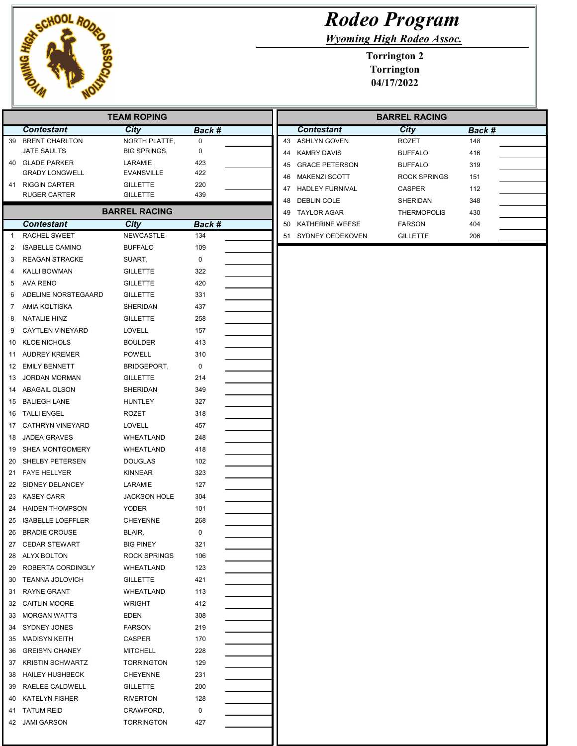# Rodeo Program

*Wyoming High Rodeo Assoc.*

**Torrington 2**
**Torrington**
**04/17/2022**

## TEAM ROPING

| | Contestant | City | Back # |
|---|---|---|---|
| 39 | BRENT CHARLTON | NORTH PLATTE, | 0 |
| | JATE SAULTS | BIG SPRINGS, | 0 |
| 40 | GLADE PARKER | LARAMIE | 423 |
| | GRADY LONGWELL | EVANSVILLE | 422 |
| 41 | RIGGIN CARTER | GILLETTE | 220 |
| | RUGER CARTER | GILLETTE | 439 |

## BARREL RACING

| | Contestant | City | Back # |
|---|---|---|---|
| 1 | RACHEL SWEET | NEWCASTLE | 134 |
| 2 | ISABELLE CAMINO | BUFFALO | 109 |
| 3 | REAGAN STRACKE | SUART, | 0 |
| 4 | KALLI BOWMAN | GILLETTE | 322 |
| 5 | AVA RENO | GILLETTE | 420 |
| 6 | ADELINE NORSTEGAARD | GILLETTE | 331 |
| 7 | AMIA KOLTISKA | SHERIDAN | 437 |
| 8 | NATALIE HINZ | GILLETTE | 258 |
| 9 | CAYTLEN VINEYARD | LOVELL | 157 |
| 10 | KLOE NICHOLS | BOULDER | 413 |
| 11 | AUDREY KREMER | POWELL | 310 |
| 12 | EMILY BENNETT | BRIDGEPORT, | 0 |
| 13 | JORDAN MORMAN | GILLETTE | 214 |
| 14 | ABAGAIL OLSON | SHERIDAN | 349 |
| 15 | BALIEGH LANE | HUNTLEY | 327 |
| 16 | TALLI ENGEL | ROZET | 318 |
| 17 | CATHRYN VINEYARD | LOVELL | 457 |
| 18 | JADEA GRAVES | WHEATLAND | 248 |
| 19 | SHEA MONTGOMERY | WHEATLAND | 418 |
| 20 | SHELBY PETERSEN | DOUGLAS | 102 |
| 21 | FAYE HELLYER | KINNEAR | 323 |
| 22 | SIDNEY DELANCEY | LARAMIE | 127 |
| 23 | KASEY CARR | JACKSON HOLE | 304 |
| 24 | HAIDEN THOMPSON | YODER | 101 |
| 25 | ISABELLE LOEFFLER | CHEYENNE | 268 |
| 26 | BRADIE CROUSE | BLAIR, | 0 |
| 27 | CEDAR STEWART | BIG PINEY | 321 |
| 28 | ALYX BOLTON | ROCK SPRINGS | 106 |
| 29 | ROBERTA CORDINGLY | WHEATLAND | 123 |
| 30 | TEANNA JOLOVICH | GILLETTE | 421 |
| 31 | RAYNE GRANT | WHEATLAND | 113 |
| 32 | CAITLIN MOORE | WRIGHT | 412 |
| 33 | MORGAN WATTS | EDEN | 308 |
| 34 | SYDNEY JONES | FARSON | 219 |
| 35 | MADISYN KEITH | CASPER | 170 |
| 36 | GREISYN CHANEY | MITCHELL | 228 |
| 37 | KRISTIN SCHWARTZ | TORRINGTON | 129 |
| 38 | HAILEY HUSHBECK | CHEYENNE | 231 |
| 39 | RAELEE CALDWELL | GILLETTE | 200 |
| 40 | KATELYN FISHER | RIVERTON | 128 |
| 41 | TATUM REID | CRAWFORD, | 0 |
| 42 | JAMI GARSON | TORRINGTON | 427 |
| 43 | ASHLYN GOVEN | ROZET | 148 |
| 44 | KAMRY DAVIS | BUFFALO | 416 |
| 45 | GRACE PETERSON | BUFFALO | 319 |
| 46 | MAKENZI SCOTT | ROCK SPRINGS | 151 |
| 47 | HADLEY FURNIVAL | CASPER | 112 |
| 48 | DEBLIN COLE | SHERIDAN | 348 |
| 49 | TAYLOR AGAR | THERMOPOLIS | 430 |
| 50 | KATHERINE WEESE | FARSON | 404 |
| 51 | SYDNEY OEDEKOVEN | GILLETTE | 206 |